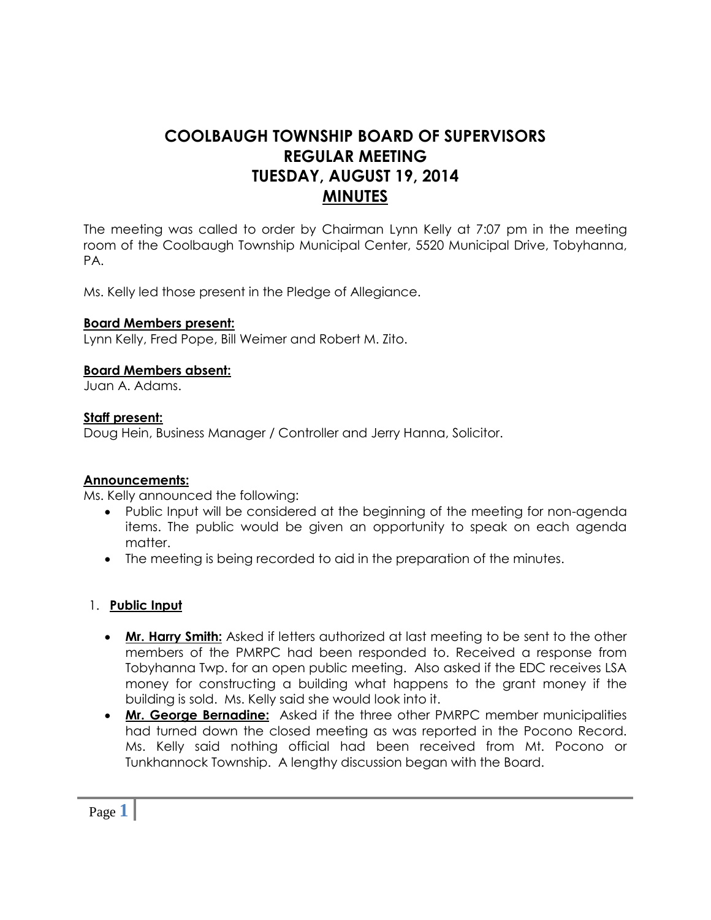# COOLBAUGH TOWNSHIP BOARD OF SUPERVISORS
# REGULAR MEETING
# TUESDAY, AUGUST 19, 2014
# MINUTES

The meeting was called to order by Chairman Lynn Kelly at 7:07 pm in the meeting room of the Coolbaugh Township Municipal Center, 5520 Municipal Drive, Tobyhanna, PA.

Ms. Kelly led those present in the Pledge of Allegiance.

**Board Members present:**
Lynn Kelly, Fred Pope, Bill Weimer and Robert M. Zito.

**Board Members absent:**
Juan A. Adams.

**Staff present:**
Doug Hein, Business Manager / Controller and Jerry Hanna, Solicitor.

**Announcements:**
Ms. Kelly announced the following:

- Public Input will be considered at the beginning of the meeting for non-agenda items. The public would be given an opportunity to speak on each agenda matter.
- The meeting is being recorded to aid in the preparation of the minutes.

1. **Public Input**

- **Mr. Harry Smith:** Asked if letters authorized at last meeting to be sent to the other members of the PMRPC had been responded to. Received a response from Tobyhanna Twp. for an open public meeting. Also asked if the EDC receives LSA money for constructing a building what happens to the grant money if the building is sold. Ms. Kelly said she would look into it.
- **Mr. George Bernadine:** Asked if the three other PMRPC member municipalities had turned down the closed meeting as was reported in the Pocono Record. Ms. Kelly said nothing official had been received from Mt. Pocono or Tunkhannock Township. A lengthy discussion began with the Board.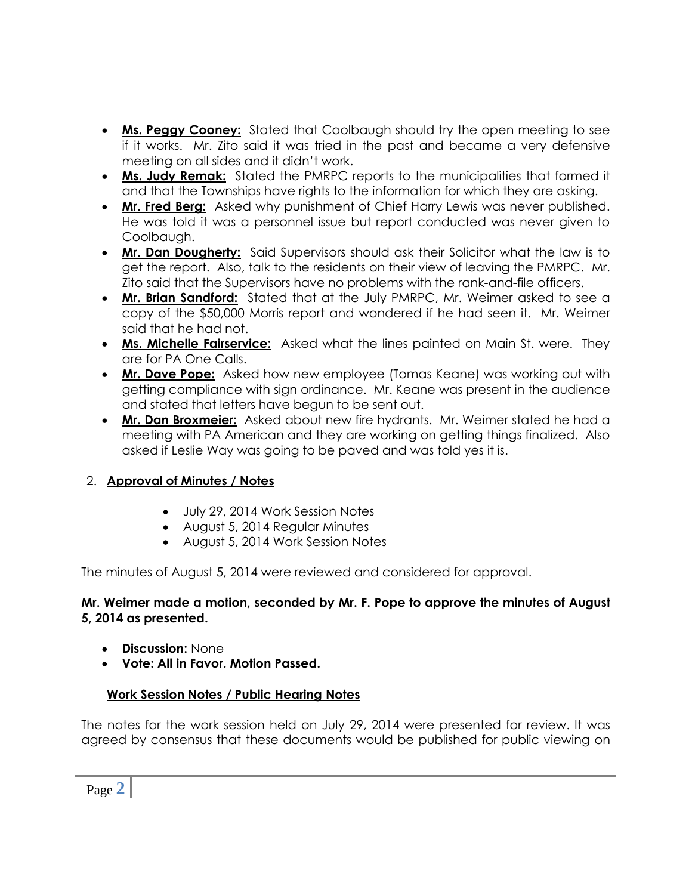- **Ms. Peggy Cooney:** Stated that Coolbaugh should try the open meeting to see if it works. Mr. Zito said it was tried in the past and became a very defensive meeting on all sides and it didn't work.
- **Ms. Judy Remak:** Stated the PMRPC reports to the municipalities that formed it and that the Townships have rights to the information for which they are asking.
- **Mr. Fred Berg:** Asked why punishment of Chief Harry Lewis was never published. He was told it was a personnel issue but report conducted was never given to Coolbaugh.
- **Mr. Dan Dougherty:** Said Supervisors should ask their Solicitor what the law is to get the report. Also, talk to the residents on their view of leaving the PMRPC. Mr. Zito said that the Supervisors have no problems with the rank-and-file officers.
- **Mr. Brian Sandford:** Stated that at the July PMRPC, Mr. Weimer asked to see a copy of the $50,000 Morris report and wondered if he had seen it. Mr. Weimer said that he had not.
- **Ms. Michelle Fairservice:** Asked what the lines painted on Main St. were. They are for PA One Calls.
- **Mr. Dave Pope:** Asked how new employee (Tomas Keane) was working out with getting compliance with sign ordinance. Mr. Keane was present in the audience and stated that letters have begun to be sent out.
- **Mr. Dan Broxmeier:** Asked about new fire hydrants. Mr. Weimer stated he had a meeting with PA American and they are working on getting things finalized. Also asked if Leslie Way was going to be paved and was told yes it is.

2. **Approval of Minutes / Notes**

   - July 29, 2014 Work Session Notes
   - August 5, 2014 Regular Minutes
   - August 5, 2014 Work Session Notes

The minutes of August 5, 2014 were reviewed and considered for approval.

**Mr. Weimer made a motion, seconded by Mr. F. Pope to approve the minutes of August 5, 2014 as presented.**

- **Discussion:** None
- **Vote: All in Favor. Motion Passed.**

**Work Session Notes / Public Hearing Notes**

The notes for the work session held on July 29, 2014 were presented for review. It was agreed by consensus that these documents would be published for public viewing on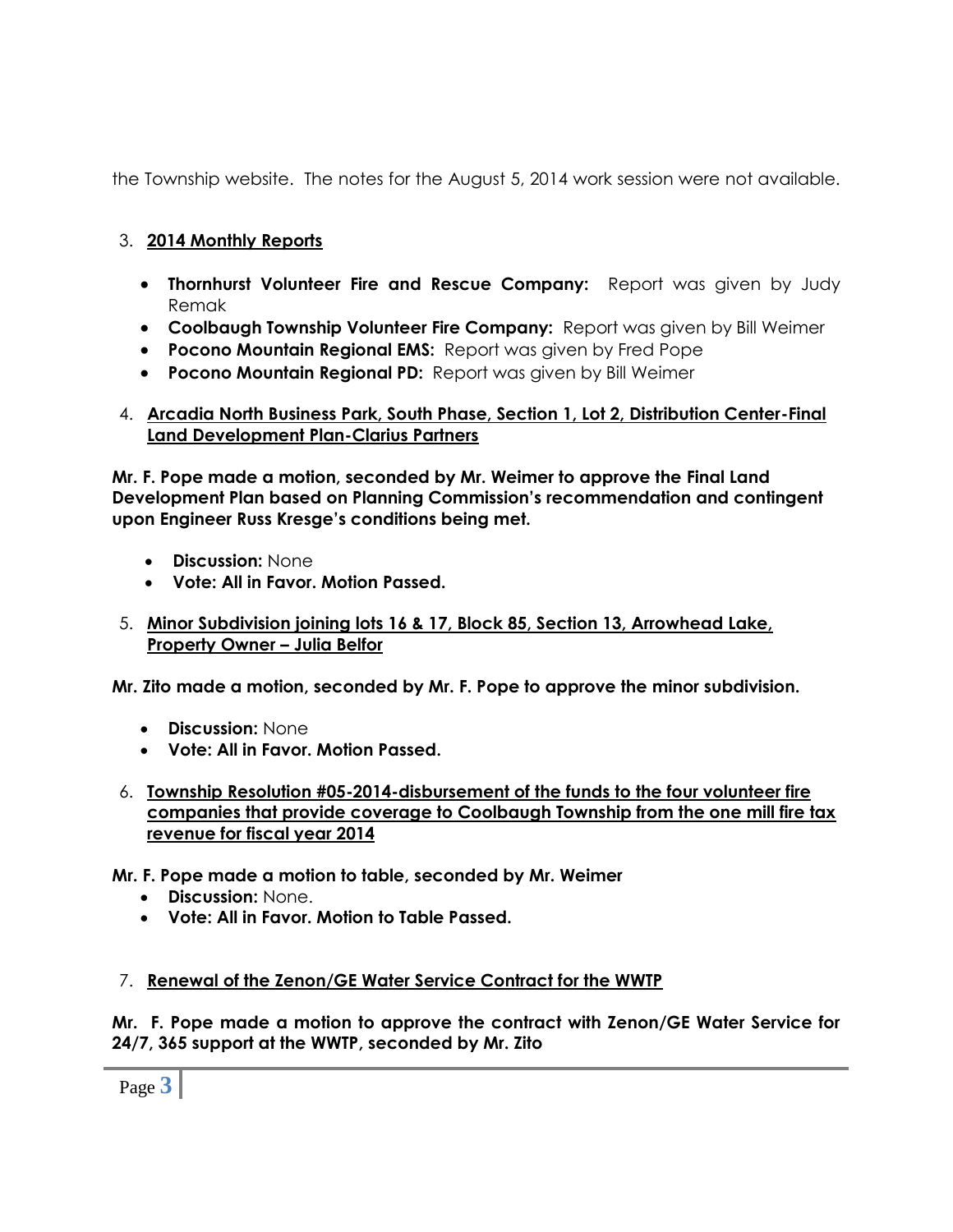the Township website. The notes for the August 5, 2014 work session were not available.

3. **2014 Monthly Reports**

- **Thornhurst Volunteer Fire and Rescue Company:** Report was given by Judy Remak
- **Coolbaugh Township Volunteer Fire Company:** Report was given by Bill Weimer
- **Pocono Mountain Regional EMS:** Report was given by Fred Pope
- **Pocono Mountain Regional PD:** Report was given by Bill Weimer

4. **Arcadia North Business Park, South Phase, Section 1, Lot 2, Distribution Center-Final Land Development Plan-Clarius Partners**

**Mr. F. Pope made a motion, seconded by Mr. Weimer to approve the Final Land Development Plan based on Planning Commission's recommendation and contingent upon Engineer Russ Kresge's conditions being met.**

- **Discussion:** None
- **Vote: All in Favor. Motion Passed.**

5. **Minor Subdivision joining lots 16 & 17, Block 85, Section 13, Arrowhead Lake, Property Owner – Julia Belfor**

**Mr. Zito made a motion, seconded by Mr. F. Pope to approve the minor subdivision.**

- **Discussion:** None
- **Vote: All in Favor. Motion Passed.**

6. **Township Resolution #05-2014-disbursement of the funds to the four volunteer fire companies that provide coverage to Coolbaugh Township from the one mill fire tax revenue for fiscal year 2014**

**Mr. F. Pope made a motion to table, seconded by Mr. Weimer**

- **Discussion:** None.
- **Vote: All in Favor. Motion to Table Passed.**

7. **Renewal of the Zenon/GE Water Service Contract for the WWTP**

**Mr. F. Pope made a motion to approve the contract with Zenon/GE Water Service for 24/7, 365 support at the WWTP, seconded by Mr. Zito**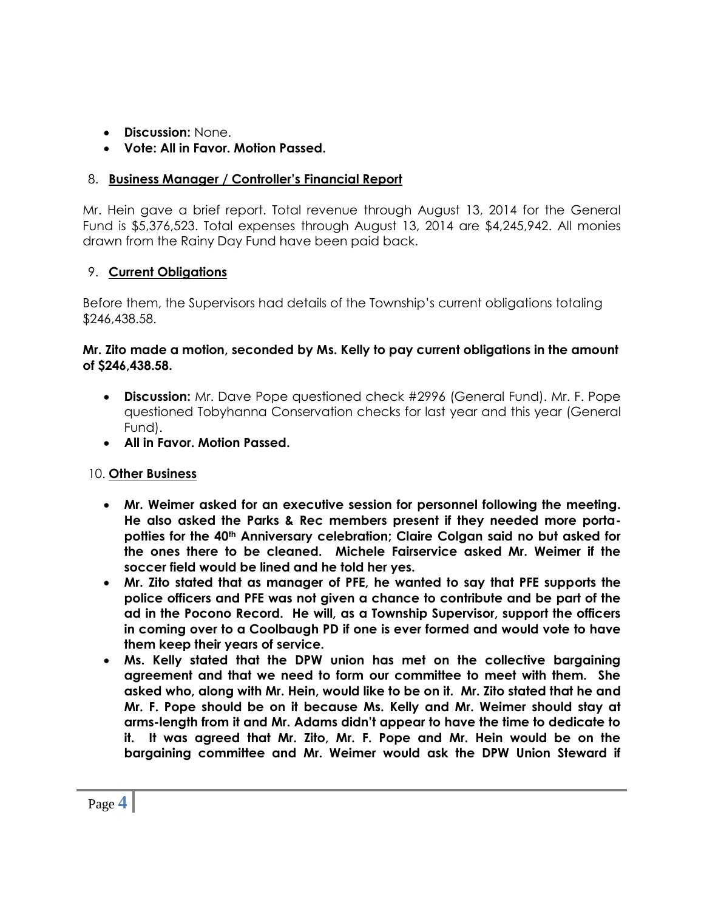- **Discussion:** None.
- **Vote: All in Favor. Motion Passed.**

8. **Business Manager / Controller's Financial Report**

Mr. Hein gave a brief report. Total revenue through August 13, 2014 for the General Fund is $5,376,523. Total expenses through August 13, 2014 are $4,245,942. All monies drawn from the Rainy Day Fund have been paid back.

9. **Current Obligations**

Before them, the Supervisors had details of the Township's current obligations totaling $246,438.58.

**Mr. Zito made a motion, seconded by Ms. Kelly to pay current obligations in the amount of $246,438.58.**

- **Discussion:** Mr. Dave Pope questioned check #2996 (General Fund). Mr. F. Pope questioned Tobyhanna Conservation checks for last year and this year (General Fund).
- **All in Favor. Motion Passed.**

10. **Other Business**

- **Mr. Weimer asked for an executive session for personnel following the meeting. He also asked the Parks & Rec members present if they needed more porta-potties for the 40th Anniversary celebration; Claire Colgan said no but asked for the ones there to be cleaned. Michele Fairservice asked Mr. Weimer if the soccer field would be lined and he told her yes.**
- **Mr. Zito stated that as manager of PFE, he wanted to say that PFE supports the police officers and PFE was not given a chance to contribute and be part of the ad in the Pocono Record. He will, as a Township Supervisor, support the officers in coming over to a Coolbaugh PD if one is ever formed and would vote to have them keep their years of service.**
- **Ms. Kelly stated that the DPW union has met on the collective bargaining agreement and that we need to form our committee to meet with them. She asked who, along with Mr. Hein, would like to be on it. Mr. Zito stated that he and Mr. F. Pope should be on it because Ms. Kelly and Mr. Weimer should stay at arms-length from it and Mr. Adams didn't appear to have the time to dedicate to it. It was agreed that Mr. Zito, Mr. F. Pope and Mr. Hein would be on the bargaining committee and Mr. Weimer would ask the DPW Union Steward if**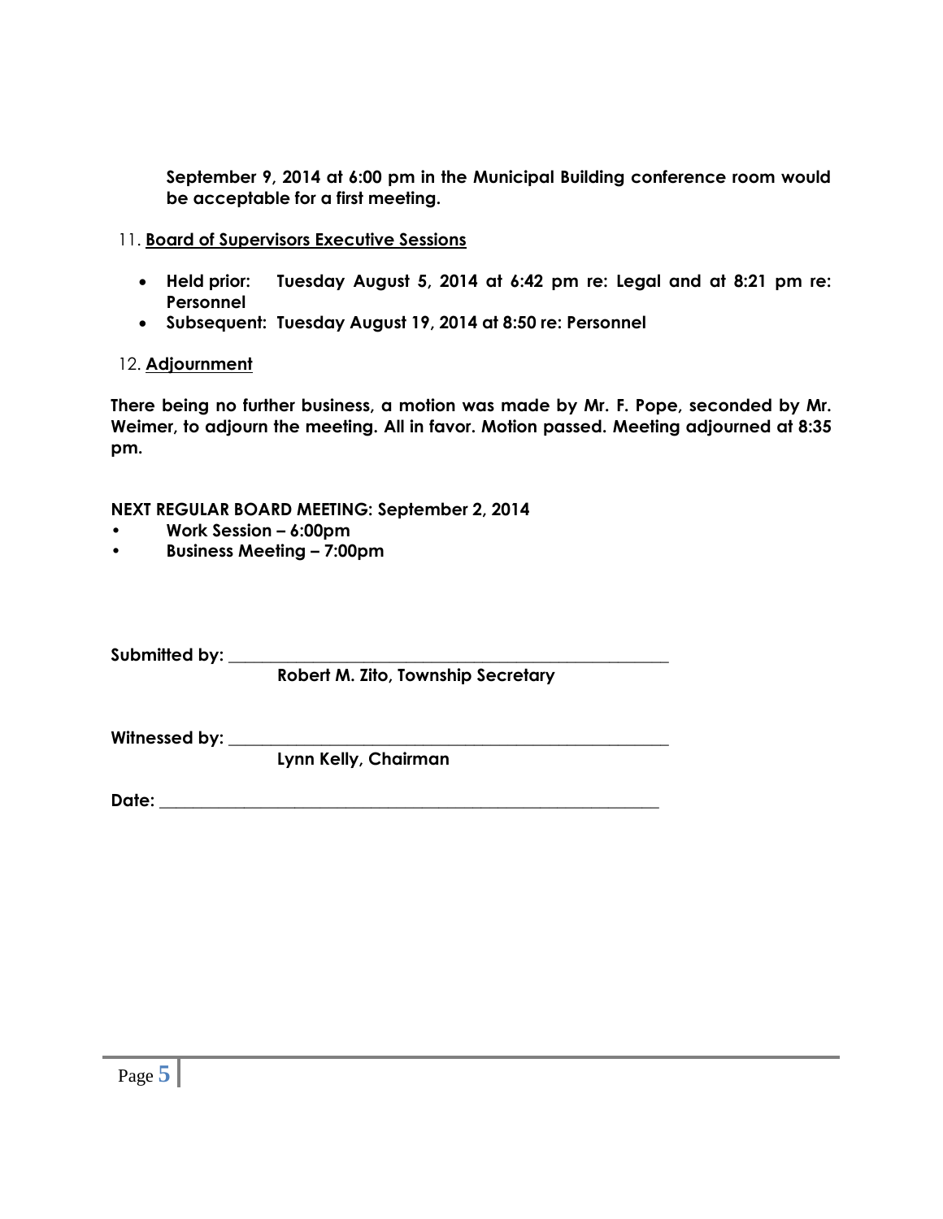**September 9, 2014 at 6:00 pm in the Municipal Building conference room would be acceptable for a first meeting.**

11. **Board of Supervisors Executive Sessions**

- **Held prior: Tuesday August 5, 2014 at 6:42 pm re: Legal and at 8:21 pm re: Personnel**
- **Subsequent: Tuesday August 19, 2014 at 8:50 re: Personnel**

12. **Adjournment**

**There being no further business, a motion was made by Mr. F. Pope, seconded by Mr. Weimer, to adjourn the meeting. All in favor. Motion passed. Meeting adjourned at 8:35 pm.**

**NEXT REGULAR BOARD MEETING: September 2, 2014**

- **Work Session – 6:00pm**
- **Business Meeting – 7:00pm**

**Submitted by: \_\_\_\_\_\_\_\_\_\_\_\_\_\_\_\_\_\_\_\_\_\_\_\_\_\_\_\_\_\_\_\_\_\_\_\_\_\_\_\_\_\_\_\_\_\_\_\_\_\_\_**
**Robert M. Zito, Township Secretary**

**Witnessed by: \_\_\_\_\_\_\_\_\_\_\_\_\_\_\_\_\_\_\_\_\_\_\_\_\_\_\_\_\_\_\_\_\_\_\_\_\_\_\_\_\_\_\_\_\_\_\_\_\_\_\_**
**Lynn Kelly, Chairman**

**Date: \_\_\_\_\_\_\_\_\_\_\_\_\_\_\_\_\_\_\_\_\_\_\_\_\_\_\_\_\_\_\_\_\_\_\_\_\_\_\_\_\_\_\_\_\_\_\_\_\_\_\_\_\_\_\_\_\_\_\_\_**